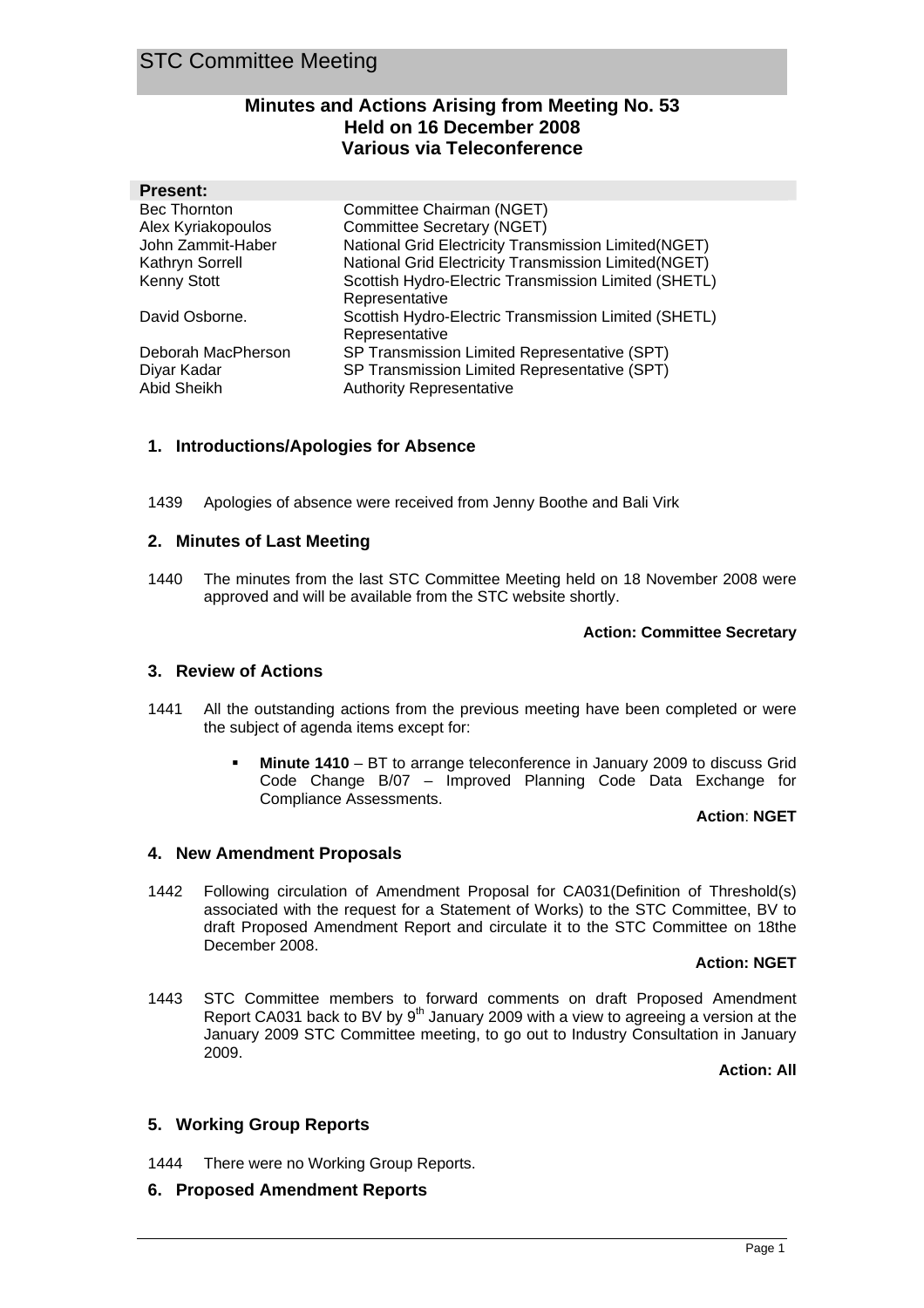# STC Committee Meeting

## Minutes and Actions Arising from Meeting No. 53
## Held on 16 December 2008
## Various via Teleconference

**Present:**

| | |
|---|---|
| Bec Thornton | Committee Chairman (NGET) |
| Alex Kyriakopoulos | Committee Secretary (NGET) |
| John Zammit-Haber | National Grid Electricity Transmission Limited(NGET) |
| Kathryn Sorrell | National Grid Electricity Transmission Limited(NGET) |
| Kenny Stott | Scottish Hydro-Electric Transmission Limited (SHETL) Representative |
| David Osborne. | Scottish Hydro-Electric Transmission Limited (SHETL) Representative |
| Deborah MacPherson | SP Transmission Limited Representative (SPT) |
| Diyar Kadar | SP Transmission Limited Representative (SPT) |
| Abid Sheikh | Authority Representative |

### 1. Introductions/Apologies for Absence

1439 Apologies of absence were received from Jenny Boothe and Bali Virk

### 2. Minutes of Last Meeting

1440 The minutes from the last STC Committee Meeting held on 18 November 2008 were approved and will be available from the STC website shortly.

**Action: Committee Secretary**

### 3. Review of Actions

1441 All the outstanding actions from the previous meeting have been completed or were the subject of agenda items except for:

- **Minute 1410** – BT to arrange teleconference in January 2009 to discuss Grid Code Change B/07 – Improved Planning Code Data Exchange for Compliance Assessments.

**Action**: **NGET**

### 4. New Amendment Proposals

1442 Following circulation of Amendment Proposal for CA031(Definition of Threshold(s) associated with the request for a Statement of Works) to the STC Committee, BV to draft Proposed Amendment Report and circulate it to the STC Committee on 18the December 2008.

**Action: NGET**

1443 STC Committee members to forward comments on draft Proposed Amendment Report CA031 back to BV by 9th January 2009 with a view to agreeing a version at the January 2009 STC Committee meeting, to go out to Industry Consultation in January 2009.

**Action: All**

### 5. Working Group Reports

1444 There were no Working Group Reports.

### 6. Proposed Amendment Reports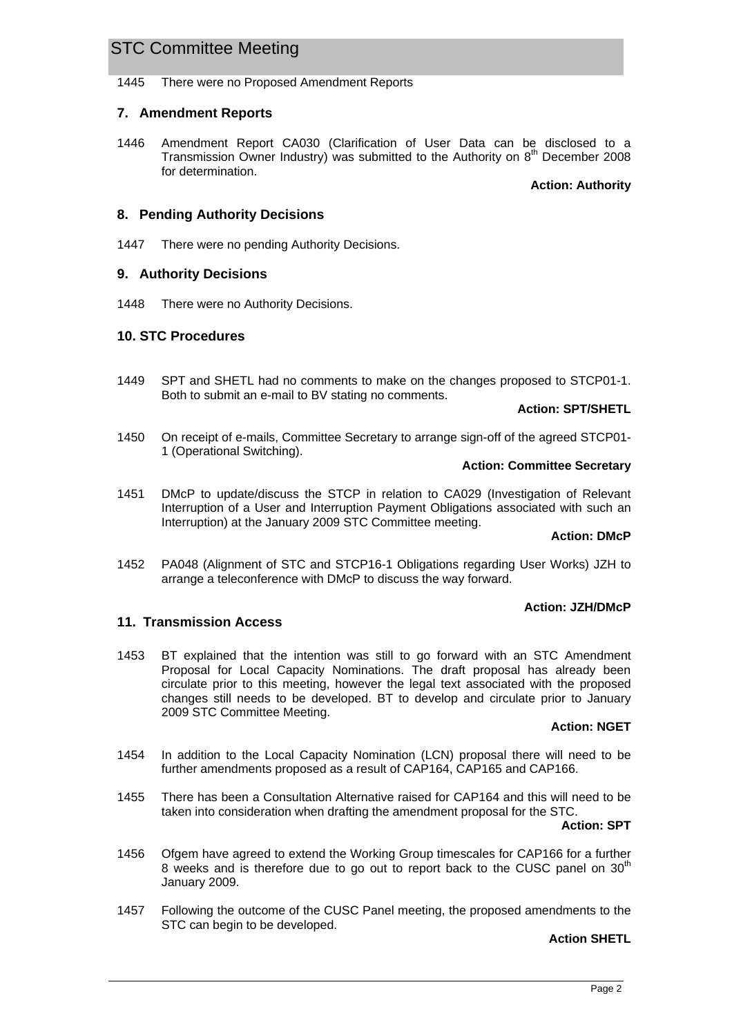1445 There were no Proposed Amendment Reports

## 7. Amendment Reports

1446 Amendment Report CA030 (Clarification of User Data can be disclosed to a Transmission Owner Industry) was submitted to the Authority on 8th December 2008 for determination.

**Action: Authority**

## 8. Pending Authority Decisions

1447 There were no pending Authority Decisions.

## 9. Authority Decisions

1448 There were no Authority Decisions.

## 10. STC Procedures

1449 SPT and SHETL had no comments to make on the changes proposed to STCP01-1. Both to submit an e-mail to BV stating no comments.

**Action: SPT/SHETL**

1450 On receipt of e-mails, Committee Secretary to arrange sign-off of the agreed STCP01-1 (Operational Switching).

**Action: Committee Secretary**

1451 DMcP to update/discuss the STCP in relation to CA029 (Investigation of Relevant Interruption of a User and Interruption Payment Obligations associated with such an Interruption) at the January 2009 STC Committee meeting.

**Action: DMcP**

1452 PA048 (Alignment of STC and STCP16-1 Obligations regarding User Works) JZH to arrange a teleconference with DMcP to discuss the way forward.

**Action: JZH/DMcP**

## 11. Transmission Access

1453 BT explained that the intention was still to go forward with an STC Amendment Proposal for Local Capacity Nominations. The draft proposal has already been circulate prior to this meeting, however the legal text associated with the proposed changes still needs to be developed. BT to develop and circulate prior to January 2009 STC Committee Meeting.

**Action: NGET**

1454 In addition to the Local Capacity Nomination (LCN) proposal there will need to be further amendments proposed as a result of CAP164, CAP165 and CAP166.

1455 There has been a Consultation Alternative raised for CAP164 and this will need to be taken into consideration when drafting the amendment proposal for the STC.

**Action: SPT**

1456 Ofgem have agreed to extend the Working Group timescales for CAP166 for a further 8 weeks and is therefore due to go out to report back to the CUSC panel on 30th January 2009.

1457 Following the outcome of the CUSC Panel meeting, the proposed amendments to the STC can begin to be developed.

**Action SHETL**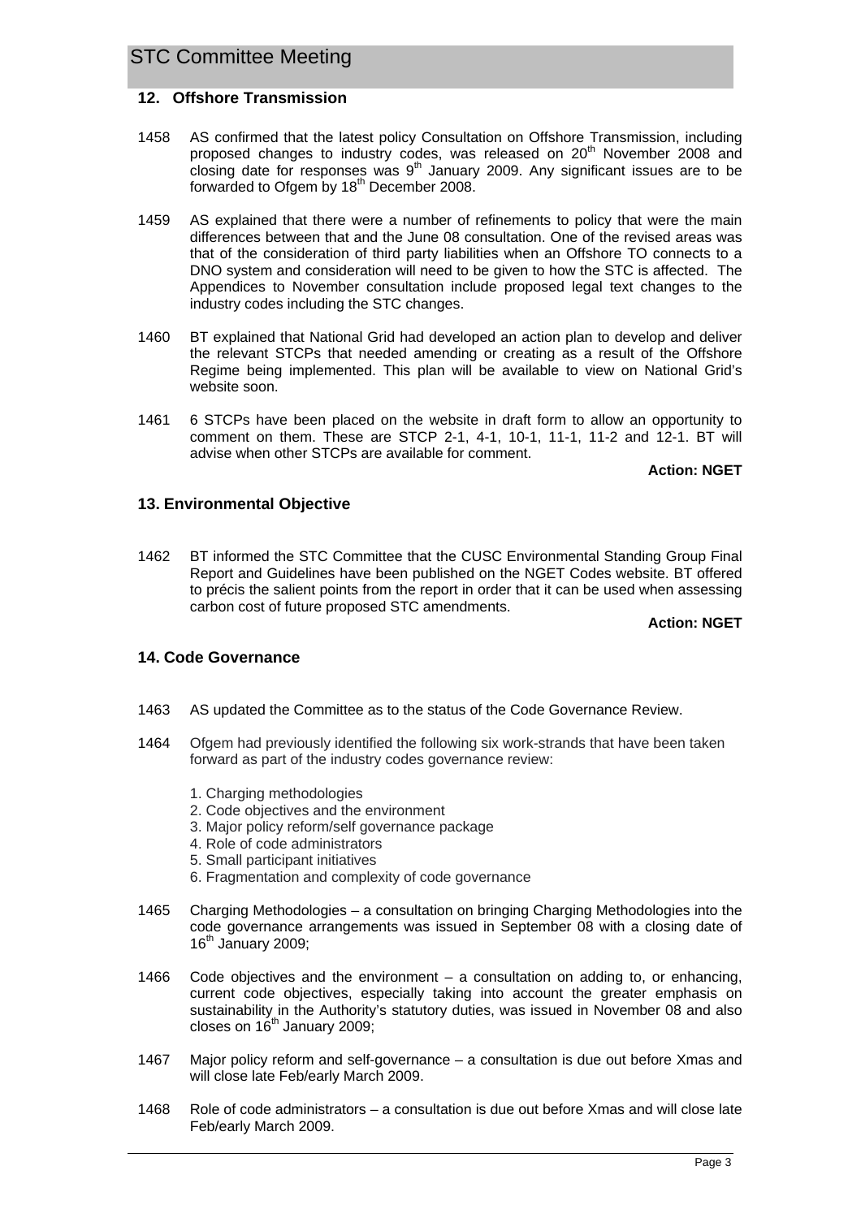## 12. Offshore Transmission

1458 AS confirmed that the latest policy Consultation on Offshore Transmission, including proposed changes to industry codes, was released on 20th November 2008 and closing date for responses was 9th January 2009. Any significant issues are to be forwarded to Ofgem by 18th December 2008.

1459 AS explained that there were a number of refinements to policy that were the main differences between that and the June 08 consultation. One of the revised areas was that of the consideration of third party liabilities when an Offshore TO connects to a DNO system and consideration will need to be given to how the STC is affected. The Appendices to November consultation include proposed legal text changes to the industry codes including the STC changes.

1460 BT explained that National Grid had developed an action plan to develop and deliver the relevant STCPs that needed amending or creating as a result of the Offshore Regime being implemented. This plan will be available to view on National Grid's website soon.

1461 6 STCPs have been placed on the website in draft form to allow an opportunity to comment on them. These are STCP 2-1, 4-1, 10-1, 11-1, 11-2 and 12-1. BT will advise when other STCPs are available for comment.

**Action: NGET**

## 13. Environmental Objective

1462 BT informed the STC Committee that the CUSC Environmental Standing Group Final Report and Guidelines have been published on the NGET Codes website. BT offered to précis the salient points from the report in order that it can be used when assessing carbon cost of future proposed STC amendments.

**Action: NGET**

## 14. Code Governance

1463 AS updated the Committee as to the status of the Code Governance Review.

1464 Ofgem had previously identified the following six work-strands that have been taken forward as part of the industry codes governance review:

1. Charging methodologies
2. Code objectives and the environment
3. Major policy reform/self governance package
4. Role of code administrators
5. Small participant initiatives
6. Fragmentation and complexity of code governance

1465 Charging Methodologies – a consultation on bringing Charging Methodologies into the code governance arrangements was issued in September 08 with a closing date of 16th January 2009;

1466 Code objectives and the environment – a consultation on adding to, or enhancing, current code objectives, especially taking into account the greater emphasis on sustainability in the Authority's statutory duties, was issued in November 08 and also closes on 16th January 2009;

1467 Major policy reform and self-governance – a consultation is due out before Xmas and will close late Feb/early March 2009.

1468 Role of code administrators – a consultation is due out before Xmas and will close late Feb/early March 2009.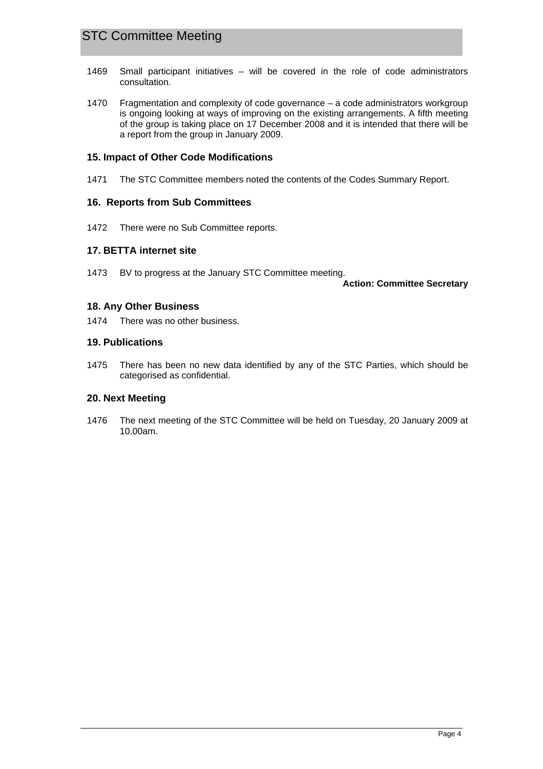1469 Small participant initiatives – will be covered in the role of code administrators consultation.

1470 Fragmentation and complexity of code governance – a code administrators workgroup is ongoing looking at ways of improving on the existing arrangements. A fifth meeting of the group is taking place on 17 December 2008 and it is intended that there will be a report from the group in January 2009.

### 15. Impact of Other Code Modifications

1471 The STC Committee members noted the contents of the Codes Summary Report.

### 16. Reports from Sub Committees

1472 There were no Sub Committee reports.

### 17. BETTA internet site

1473 BV to progress at the January STC Committee meeting.

**Action: Committee Secretary**

### 18. Any Other Business

1474 There was no other business.

### 19. Publications

1475 There has been no new data identified by any of the STC Parties, which should be categorised as confidential.

### 20. Next Meeting

1476 The next meeting of the STC Committee will be held on Tuesday, 20 January 2009 at 10.00am.